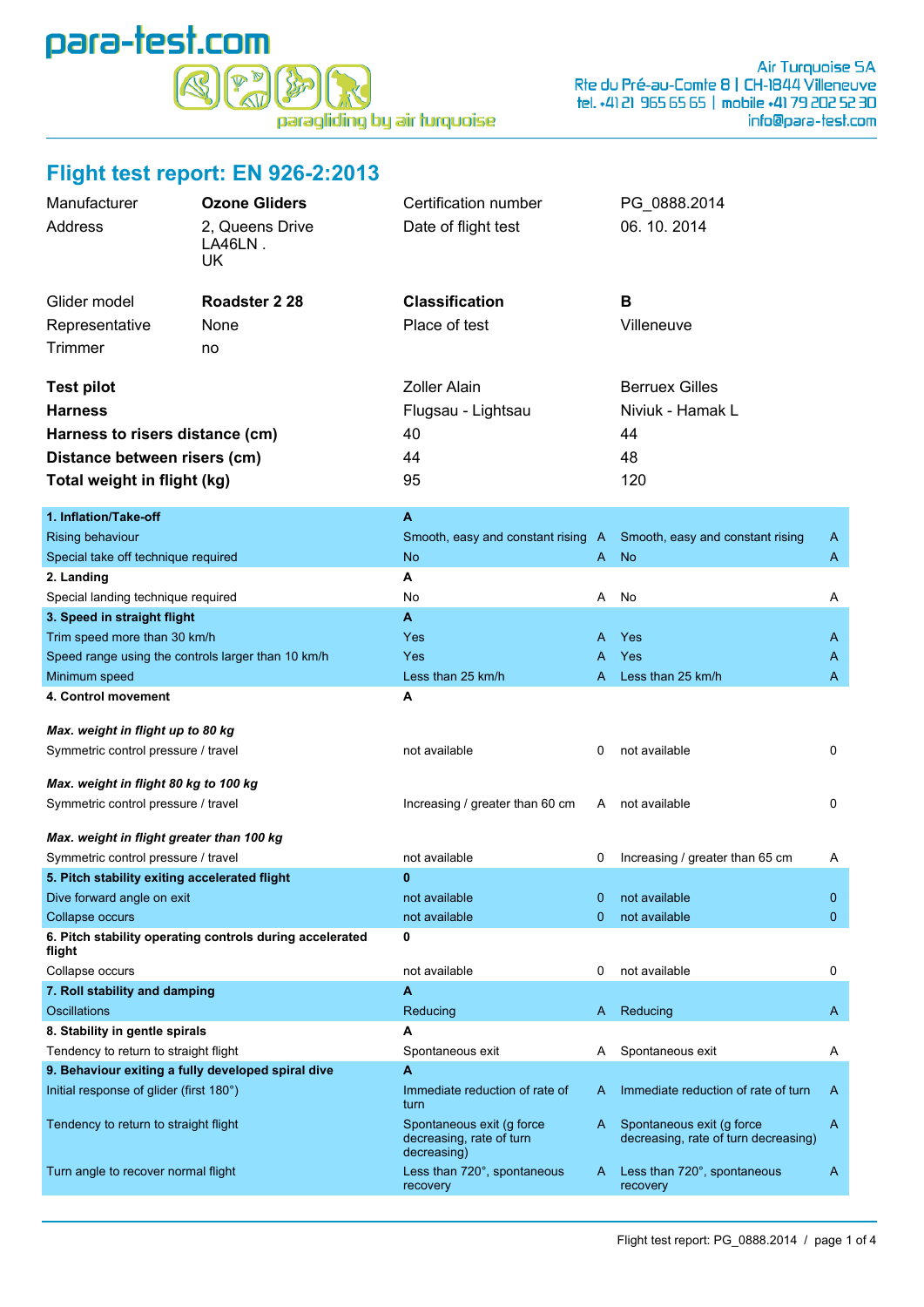para-test.com

paragliding by air turquoise

Air Turquoise SA
Rte du Pré-au-Comte 8 | CH-1844 Villeneuve
tel. +41 21 965 65 65 | mobile +41 79 202 52 30
info@para-test.com

# Flight test report: EN 926-2:2013

| | | | |
|---|---|---|---|
| Manufacturer | **Ozone Gliders** | Certification number | PG_0888.2014 |
| Address | 2, Queens Drive<br>LA46LN .<br>UK | Date of flight test | 06. 10. 2014 |
| Glider model | **Roadster 2 28** | **Classification** | **B** |
| Representative | None | Place of test | Villeneuve |
| Trimmer | no | | |

| | | |
|---|---|---|
| **Test pilot** | Zoller Alain | Berruex Gilles |
| **Harness** | Flugsau - Lightsau | Niviuk - Hamak L |
| **Harness to risers distance (cm)** | 40 | 44 |
| **Distance between risers (cm)** | 44 | 48 |
| **Total weight in flight (kg)** | 95 | 120 |

| | | | | |
|---|---|---|---|---|
| **1. Inflation/Take-off** | **A** | | | |
| Rising behaviour | Smooth, easy and constant rising | A | Smooth, easy and constant rising | A |
| Special take off technique required | No | A | No | A |
| **2. Landing** | **A** | | | |
| Special landing technique required | No | A | No | A |
| **3. Speed in straight flight** | **A** | | | |
| Trim speed more than 30 km/h | Yes | A | Yes | A |
| Speed range using the controls larger than 10 km/h | Yes | A | Yes | A |
| Minimum speed | Less than 25 km/h | A | Less than 25 km/h | A |
| **4. Control movement** | **A** | | | |
| ***Max. weight in flight up to 80 kg*** | | | | |
| Symmetric control pressure / travel | not available | 0 | not available | 0 |
| ***Max. weight in flight 80 kg to 100 kg*** | | | | |
| Symmetric control pressure / travel | Increasing / greater than 60 cm | A | not available | 0 |
| ***Max. weight in flight greater than 100 kg*** | | | | |
| Symmetric control pressure / travel | not available | 0 | Increasing / greater than 65 cm | A |
| **5. Pitch stability exiting accelerated flight** | **0** | | | |
| Dive forward angle on exit | not available | 0 | not available | 0 |
| Collapse occurs | not available | 0 | not available | 0 |
| **6. Pitch stability operating controls during accelerated flight** | **0** | | | |
| Collapse occurs | not available | 0 | not available | 0 |
| **7. Roll stability and damping** | **A** | | | |
| Oscillations | Reducing | A | Reducing | A |
| **8. Stability in gentle spirals** | **A** | | | |
| Tendency to return to straight flight | Spontaneous exit | A | Spontaneous exit | A |
| **9. Behaviour exiting a fully developed spiral dive** | **A** | | | |
| Initial response of glider (first 180°) | Immediate reduction of rate of turn | A | Immediate reduction of rate of turn | A |
| Tendency to return to straight flight | Spontaneous exit (g force decreasing, rate of turn decreasing) | A | Spontaneous exit (g force decreasing, rate of turn decreasing) | A |
| Turn angle to recover normal flight | Less than 720°, spontaneous recovery | A | Less than 720°, spontaneous recovery | A |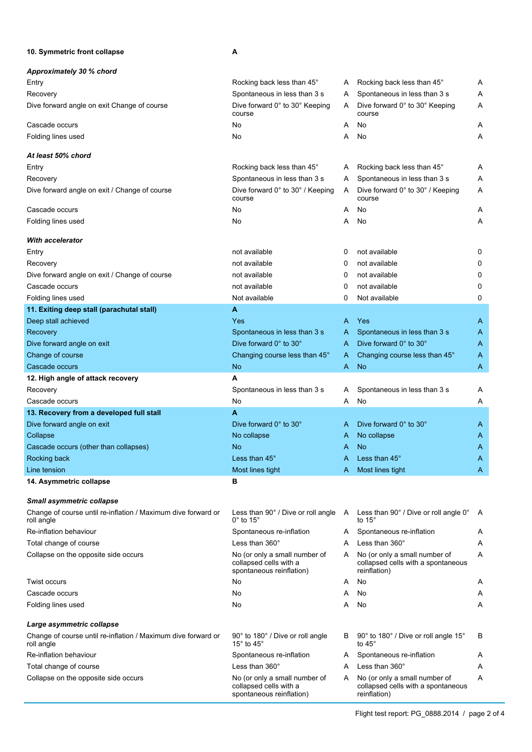| 10. Symmetric front collapse | A | | | |
|---|---|---|---|---|
| ***Approximately 30 % chord*** | | | | |
| Entry | Rocking back less than 45° | A | Rocking back less than 45° | A |
| Recovery | Spontaneous in less than 3 s | A | Spontaneous in less than 3 s | A |
| Dive forward angle on exit Change of course | Dive forward 0° to 30° Keeping course | A | Dive forward 0° to 30° Keeping course | A |
| Cascade occurs | No | A | No | A |
| Folding lines used | No | A | No | A |
| ***At least 50% chord*** | | | | |
| Entry | Rocking back less than 45° | A | Rocking back less than 45° | A |
| Recovery | Spontaneous in less than 3 s | A | Spontaneous in less than 3 s | A |
| Dive forward angle on exit / Change of course | Dive forward 0° to 30° / Keeping course | A | Dive forward 0° to 30° / Keeping course | A |
| Cascade occurs | No | A | No | A |
| Folding lines used | No | A | No | A |
| ***With accelerator*** | | | | |
| Entry | not available | 0 | not available | 0 |
| Recovery | not available | 0 | not available | 0 |
| Dive forward angle on exit / Change of course | not available | 0 | not available | 0 |
| Cascade occurs | not available | 0 | not available | 0 |
| Folding lines used | Not available | 0 | Not available | 0 |
| **11. Exiting deep stall (parachutal stall)** | **A** | | | |
| Deep stall achieved | Yes | A | Yes | A |
| Recovery | Spontaneous in less than 3 s | A | Spontaneous in less than 3 s | A |
| Dive forward angle on exit | Dive forward 0° to 30° | A | Dive forward 0° to 30° | A |
| Change of course | Changing course less than 45° | A | Changing course less than 45° | A |
| Cascade occurs | No | A | No | A |
| **12. High angle of attack recovery** | **A** | | | |
| Recovery | Spontaneous in less than 3 s | A | Spontaneous in less than 3 s | A |
| Cascade occurs | No | A | No | A |
| **13. Recovery from a developed full stall** | **A** | | | |
| Dive forward angle on exit | Dive forward 0° to 30° | A | Dive forward 0° to 30° | A |
| Collapse | No collapse | A | No collapse | A |
| Cascade occurs (other than collapses) | No | A | No | A |
| Rocking back | Less than 45° | A | Less than 45° | A |
| Line tension | Most lines tight | A | Most lines tight | A |
| **14. Asymmetric collapse** | **B** | | | |
| ***Small asymmetric collapse*** | | | | |
| Change of course until re-inflation / Maximum dive forward or roll angle | Less than 90° / Dive or roll angle 0° to 15° | A | Less than 90° / Dive or roll angle 0° to 15° | A |
| Re-inflation behaviour | Spontaneous re-inflation | A | Spontaneous re-inflation | A |
| Total change of course | Less than 360° | A | Less than 360° | A |
| Collapse on the opposite side occurs | No (or only a small number of collapsed cells with a spontaneous reinflation) | A | No (or only a small number of collapsed cells with a spontaneous reinflation) | A |
| Twist occurs | No | A | No | A |
| Cascade occurs | No | A | No | A |
| Folding lines used | No | A | No | A |
| ***Large asymmetric collapse*** | | | | |
| Change of course until re-inflation / Maximum dive forward or roll angle | 90° to 180° / Dive or roll angle 15° to 45° | B | 90° to 180° / Dive or roll angle 15° to 45° | B |
| Re-inflation behaviour | Spontaneous re-inflation | A | Spontaneous re-inflation | A |
| Total change of course | Less than 360° | A | Less than 360° | A |
| Collapse on the opposite side occurs | No (or only a small number of collapsed cells with a spontaneous reinflation) | A | No (or only a small number of collapsed cells with a spontaneous reinflation) | A |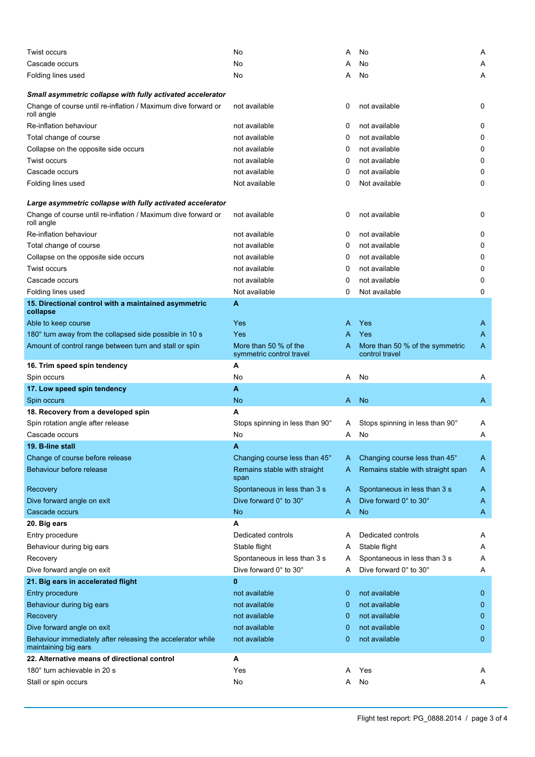| | | | | |
|---|---|---|---|---|
| Twist occurs | No | A | No | A |
| Cascade occurs | No | A | No | A |
| Folding lines used | No | A | No | A |
| ***Small asymmetric collapse with fully activated accelerator*** | | | | |
| Change of course until re-inflation / Maximum dive forward or roll angle | not available | 0 | not available | 0 |
| Re-inflation behaviour | not available | 0 | not available | 0 |
| Total change of course | not available | 0 | not available | 0 |
| Collapse on the opposite side occurs | not available | 0 | not available | 0 |
| Twist occurs | not available | 0 | not available | 0 |
| Cascade occurs | not available | 0 | not available | 0 |
| Folding lines used | Not available | 0 | Not available | 0 |
| ***Large asymmetric collapse with fully activated accelerator*** | | | | |
| Change of course until re-inflation / Maximum dive forward or roll angle | not available | 0 | not available | 0 |
| Re-inflation behaviour | not available | 0 | not available | 0 |
| Total change of course | not available | 0 | not available | 0 |
| Collapse on the opposite side occurs | not available | 0 | not available | 0 |
| Twist occurs | not available | 0 | not available | 0 |
| Cascade occurs | not available | 0 | not available | 0 |
| Folding lines used | Not available | 0 | Not available | 0 |
| **15. Directional control with a maintained asymmetric collapse** | **A** | | | |
| Able to keep course | Yes | A | Yes | A |
| 180° turn away from the collapsed side possible in 10 s | Yes | A | Yes | A |
| Amount of control range between turn and stall or spin | More than 50 % of the symmetric control travel | A | More than 50 % of the symmetric control travel | A |
| **16. Trim speed spin tendency** | **A** | | | |
| Spin occurs | No | A | No | A |
| **17. Low speed spin tendency** | **A** | | | |
| Spin occurs | No | A | No | A |
| **18. Recovery from a developed spin** | **A** | | | |
| Spin rotation angle after release | Stops spinning in less than 90° | A | Stops spinning in less than 90° | A |
| Cascade occurs | No | A | No | A |
| **19. B-line stall** | **A** | | | |
| Change of course before release | Changing course less than 45° | A | Changing course less than 45° | A |
| Behaviour before release | Remains stable with straight span | A | Remains stable with straight span | A |
| Recovery | Spontaneous in less than 3 s | A | Spontaneous in less than 3 s | A |
| Dive forward angle on exit | Dive forward 0° to 30° | A | Dive forward 0° to 30° | A |
| Cascade occurs | No | A | No | A |
| **20. Big ears** | **A** | | | |
| Entry procedure | Dedicated controls | A | Dedicated controls | A |
| Behaviour during big ears | Stable flight | A | Stable flight | A |
| Recovery | Spontaneous in less than 3 s | A | Spontaneous in less than 3 s | A |
| Dive forward angle on exit | Dive forward 0° to 30° | A | Dive forward 0° to 30° | A |
| **21. Big ears in accelerated flight** | **0** | | | |
| Entry procedure | not available | 0 | not available | 0 |
| Behaviour during big ears | not available | 0 | not available | 0 |
| Recovery | not available | 0 | not available | 0 |
| Dive forward angle on exit | not available | 0 | not available | 0 |
| Behaviour immediately after releasing the accelerator while maintaining big ears | not available | 0 | not available | 0 |
| **22. Alternative means of directional control** | **A** | | | |
| 180° turn achievable in 20 s | Yes | A | Yes | A |
| Stall or spin occurs | No | A | No | A |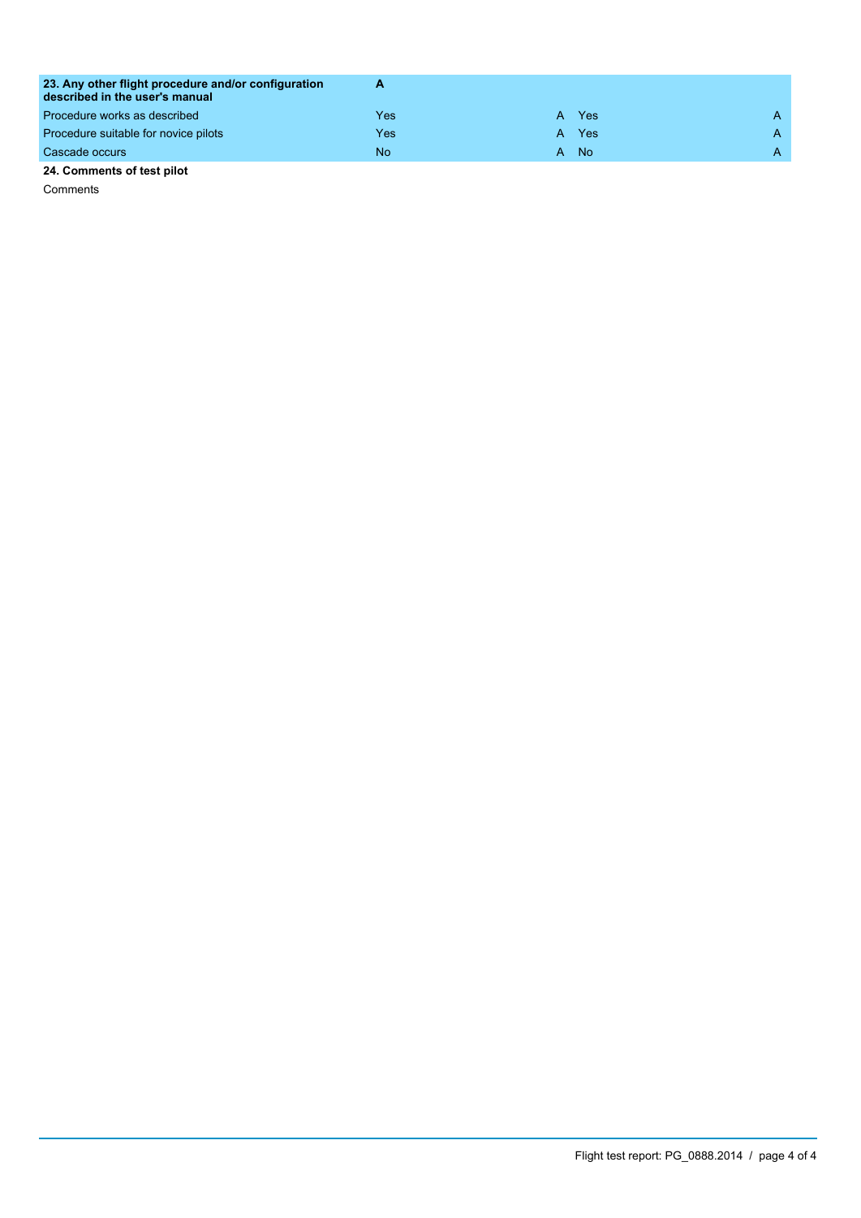| 23. Any other flight procedure and/or configuration described in the user's manual | A | | | |
|---|---|---|---|---|
| Procedure works as described | Yes | A | Yes | A |
| Procedure suitable for novice pilots | Yes | A | Yes | A |
| Cascade occurs | No | A | No | A |

**24. Comments of test pilot**

Comments